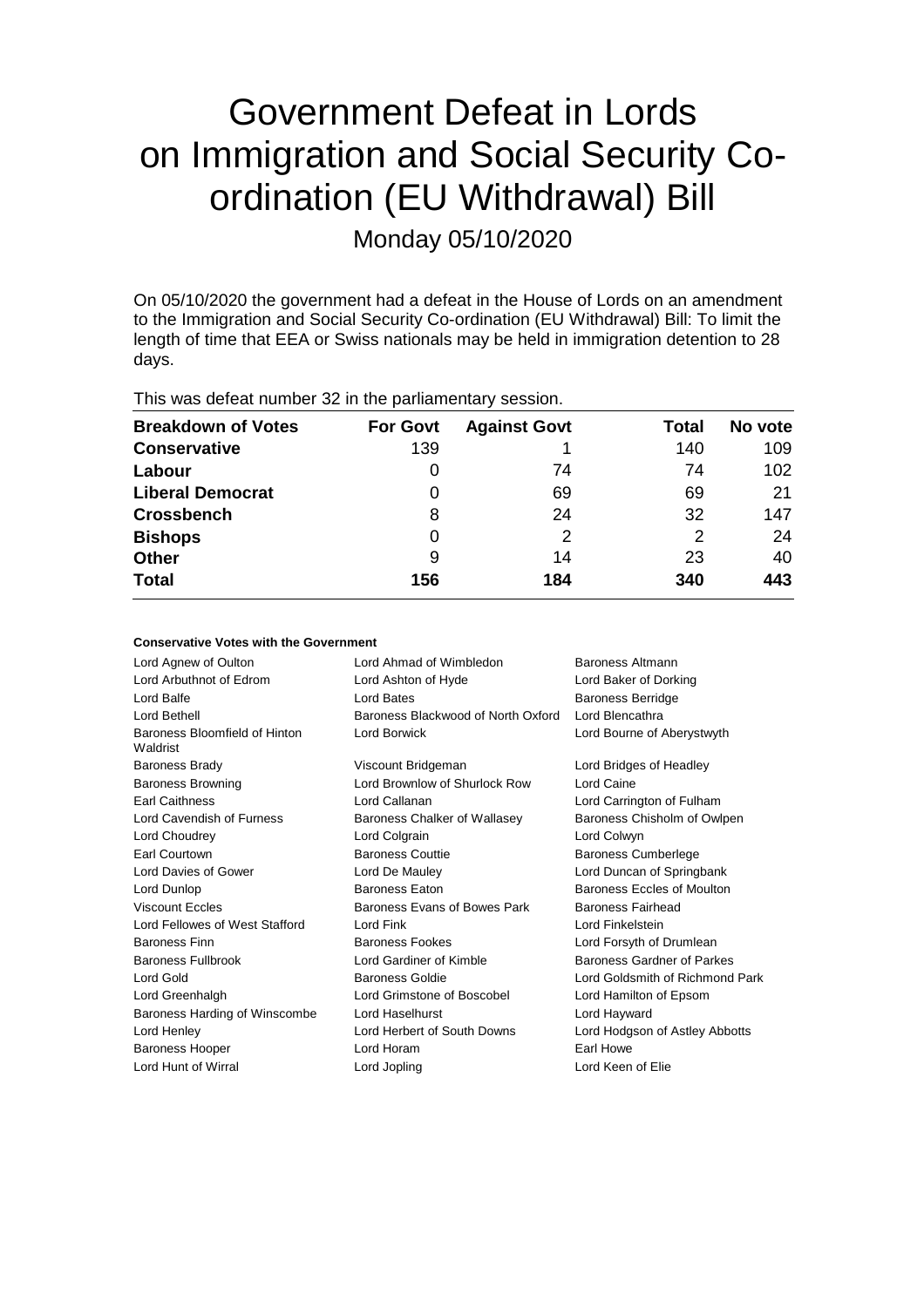# Government Defeat in Lords on Immigration and Social Security Co-ordination (EU Withdrawal) Bill

Monday 05/10/2020

On 05/10/2020 the government had a defeat in the House of Lords on an amendment to the Immigration and Social Security Co-ordination (EU Withdrawal) Bill: To limit the length of time that EEA or Swiss nationals may be held in immigration detention to 28 days.

This was defeat number 32 in the parliamentary session.

| Breakdown of Votes | For Govt | Against Govt | Total | No vote |
|---|---|---|---|---|
| **Conservative** | 139 | 1 | 140 | 109 |
| **Labour** | 0 | 74 | 74 | 102 |
| **Liberal Democrat** | 0 | 69 | 69 | 21 |
| **Crossbench** | 8 | 24 | 32 | 147 |
| **Bishops** | 0 | 2 | 2 | 24 |
| **Other** | 9 | 14 | 23 | 40 |
| **Total** | 156 | 184 | 340 | 443 |

#### Conservative Votes with the Government

| | | |
|---|---|---|
| Lord Agnew of Oulton | Lord Ahmad of Wimbledon | Baroness Altmann |
| Lord Arbuthnot of Edrom | Lord Ashton of Hyde | Lord Baker of Dorking |
| Lord Balfe | Lord Bates | Baroness Berridge |
| Lord Bethell | Baroness Blackwood of North Oxford | Lord Blencathra |
| Baroness Bloomfield of Hinton Waldrist | Lord Borwick | Lord Bourne of Aberystwyth |
| Baroness Brady | Viscount Bridgeman | Lord Bridges of Headley |
| Baroness Browning | Lord Brownlow of Shurlock Row | Lord Caine |
| Earl Caithness | Lord Callanan | Lord Carrington of Fulham |
| Lord Cavendish of Furness | Baroness Chalker of Wallasey | Baroness Chisholm of Owlpen |
| Lord Choudrey | Lord Colgrain | Lord Colwyn |
| Earl Courtown | Baroness Couttie | Baroness Cumberlege |
| Lord Davies of Gower | Lord De Mauley | Lord Duncan of Springbank |
| Lord Dunlop | Baroness Eaton | Baroness Eccles of Moulton |
| Viscount Eccles | Baroness Evans of Bowes Park | Baroness Fairhead |
| Lord Fellowes of West Stafford | Lord Fink | Lord Finkelstein |
| Baroness Finn | Baroness Fookes | Lord Forsyth of Drumlean |
| Baroness Fullbrook | Lord Gardiner of Kimble | Baroness Gardner of Parkes |
| Lord Gold | Baroness Goldie | Lord Goldsmith of Richmond Park |
| Lord Greenhalgh | Lord Grimstone of Boscobel | Lord Hamilton of Epsom |
| Baroness Harding of Winscombe | Lord Haselhurst | Lord Hayward |
| Lord Henley | Lord Herbert of South Downs | Lord Hodgson of Astley Abbotts |
| Baroness Hooper | Lord Horam | Earl Howe |
| Lord Hunt of Wirral | Lord Jopling | Lord Keen of Elie |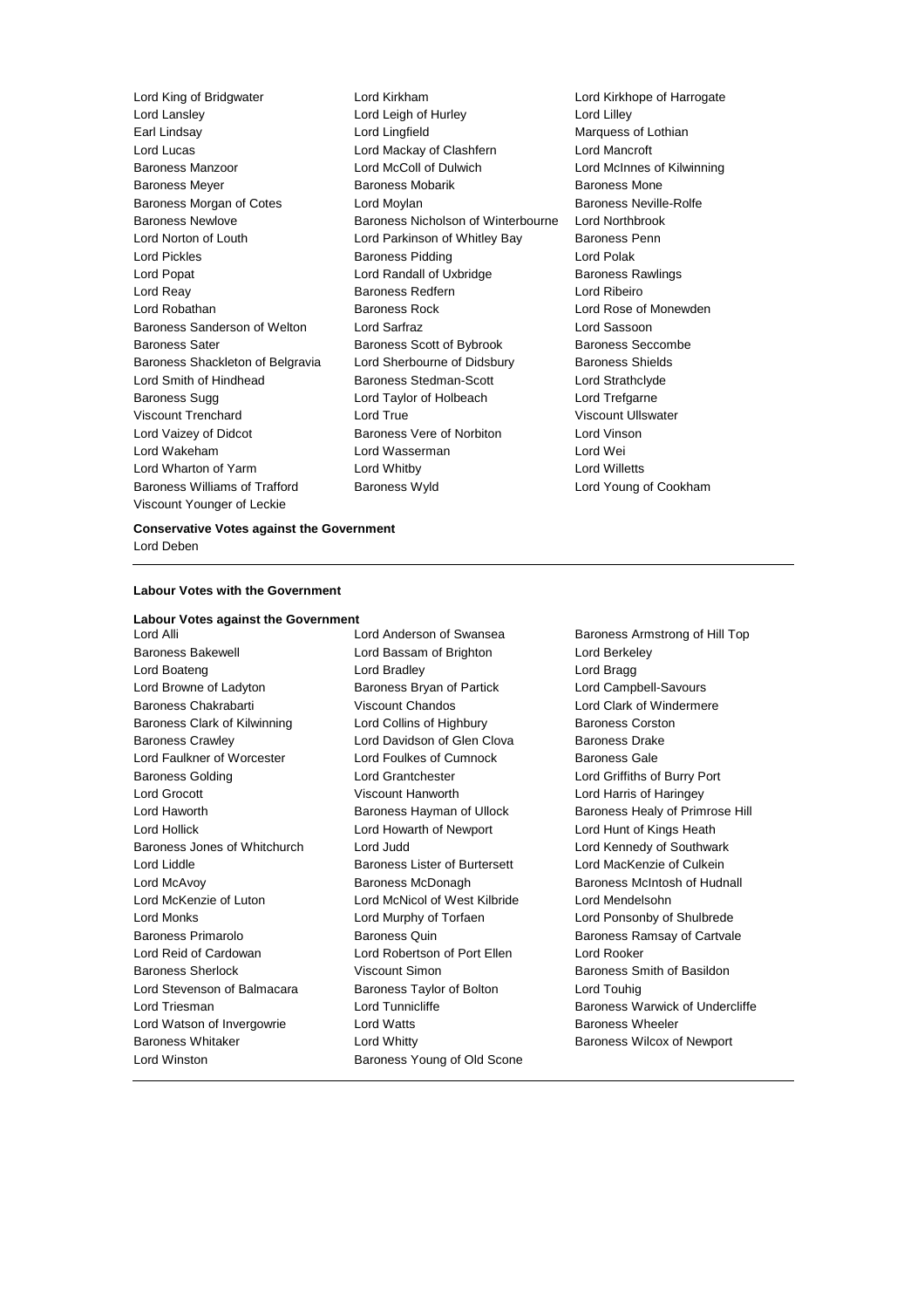Lord King of Bridgwater
Lord Kirkham
Lord Kirkhope of Harrogate
Lord Lansley
Lord Leigh of Hurley
Lord Lilley
Earl Lindsay
Lord Lingfield
Marquess of Lothian
Lord Lucas
Lord Mackay of Clashfern
Lord Mancroft
Baroness Manzoor
Lord McColl of Dulwich
Lord McInnes of Kilwinning
Baroness Meyer
Baroness Mobarik
Baroness Mone
Baroness Morgan of Cotes
Lord Moylan
Baroness Neville-Rolfe
Baroness Newlove
Baroness Nicholson of Winterbourne
Lord Northbrook
Lord Norton of Louth
Lord Parkinson of Whitley Bay
Baroness Penn
Lord Pickles
Baroness Pidding
Lord Polak
Lord Popat
Lord Randall of Uxbridge
Baroness Rawlings
Lord Reay
Baroness Redfern
Lord Ribeiro
Lord Robathan
Baroness Rock
Lord Rose of Monewden
Baroness Sanderson of Welton
Lord Sarfraz
Lord Sassoon
Baroness Sater
Baroness Scott of Bybrook
Baroness Seccombe
Baroness Shackleton of Belgravia
Lord Sherbourne of Didsbury
Baroness Shields
Lord Smith of Hindhead
Baroness Stedman-Scott
Lord Strathclyde
Baroness Sugg
Lord Taylor of Holbeach
Lord Trefgarne
Viscount Trenchard
Lord True
Viscount Ullswater
Lord Vaizey of Didcot
Baroness Vere of Norbiton
Lord Vinson
Lord Wakeham
Lord Wasserman
Lord Wei
Lord Wharton of Yarm
Lord Whitby
Lord Willetts
Baroness Williams of Trafford
Baroness Wyld
Lord Young of Cookham
Viscount Younger of Leckie

**Conservative Votes against the Government**

Lord Deben

---

**Labour Votes with the Government**

**Labour Votes against the Government**

Lord Alli
Lord Anderson of Swansea
Baroness Armstrong of Hill Top
Baroness Bakewell
Lord Bassam of Brighton
Lord Berkeley
Lord Boateng
Lord Bradley
Lord Bragg
Lord Browne of Ladyton
Baroness Bryan of Partick
Lord Campbell-Savours
Baroness Chakrabarti
Viscount Chandos
Lord Clark of Windermere
Baroness Clark of Kilwinning
Lord Collins of Highbury
Baroness Corston
Baroness Crawley
Lord Davidson of Glen Clova
Baroness Drake
Lord Faulkner of Worcester
Lord Foulkes of Cumnock
Baroness Gale
Baroness Golding
Lord Grantchester
Lord Griffiths of Burry Port
Lord Grocott
Viscount Hanworth
Lord Harris of Haringey
Lord Haworth
Baroness Hayman of Ullock
Baroness Healy of Primrose Hill
Lord Hollick
Lord Howarth of Newport
Lord Hunt of Kings Heath
Baroness Jones of Whitchurch
Lord Judd
Lord Kennedy of Southwark
Lord Liddle
Baroness Lister of Burtersett
Lord MacKenzie of Culkein
Lord McAvoy
Baroness McDonagh
Baroness McIntosh of Hudnall
Lord McKenzie of Luton
Lord McNicol of West Kilbride
Lord Mendelsohn
Lord Monks
Lord Murphy of Torfaen
Lord Ponsonby of Shulbrede
Baroness Primarolo
Baroness Quin
Baroness Ramsay of Cartvale
Lord Reid of Cardowan
Lord Robertson of Port Ellen
Lord Rooker
Baroness Sherlock
Viscount Simon
Baroness Smith of Basildon
Lord Stevenson of Balmacara
Baroness Taylor of Bolton
Lord Touhig
Lord Triesman
Lord Tunnicliffe
Baroness Warwick of Undercliffe
Lord Watson of Invergowrie
Lord Watts
Baroness Wheeler
Baroness Whitaker
Lord Whitty
Baroness Wilcox of Newport
Lord Winston
Baroness Young of Old Scone

---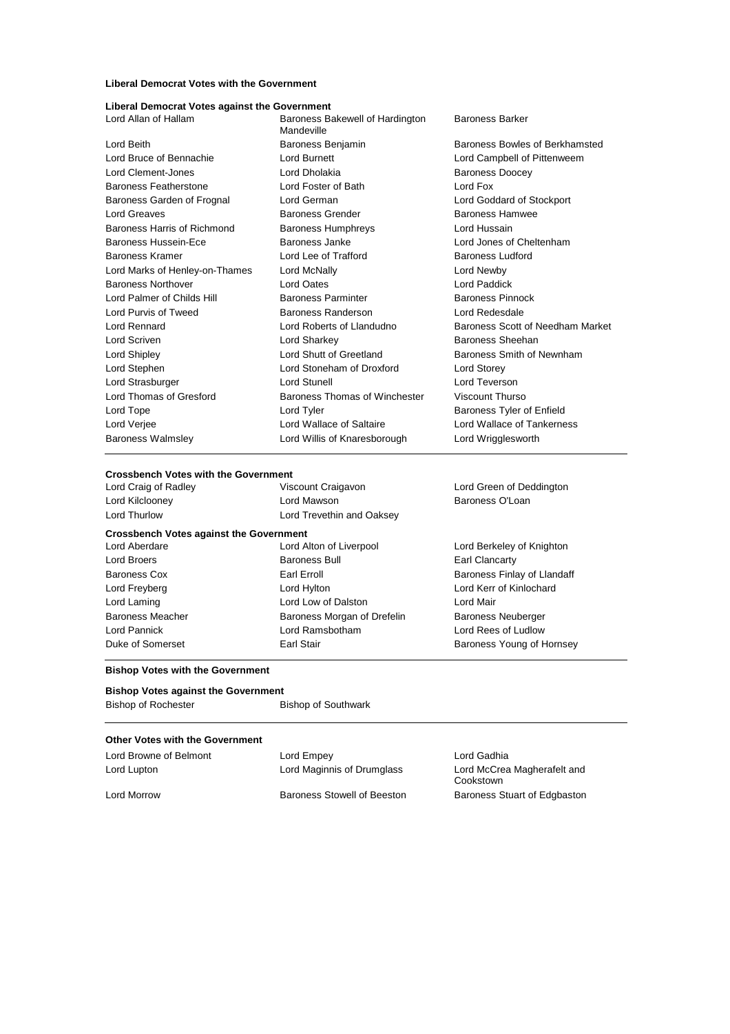**Liberal Democrat Votes with the Government**

**Liberal Democrat Votes against the Government**

| | | |
|---|---|---|
| Lord Allan of Hallam | Baroness Bakewell of Hardington Mandeville | Baroness Barker |
| Lord Beith | Baroness Benjamin | Baroness Bowles of Berkhamsted |
| Lord Bruce of Bennachie | Lord Burnett | Lord Campbell of Pittenweem |
| Lord Clement-Jones | Lord Dholakia | Baroness Doocey |
| Baroness Featherstone | Lord Foster of Bath | Lord Fox |
| Baroness Garden of Frognal | Lord German | Lord Goddard of Stockport |
| Lord Greaves | Baroness Grender | Baroness Hamwee |
| Baroness Harris of Richmond | Baroness Humphreys | Lord Hussain |
| Baroness Hussein-Ece | Baroness Janke | Lord Jones of Cheltenham |
| Baroness Kramer | Lord Lee of Trafford | Baroness Ludford |
| Lord Marks of Henley-on-Thames | Lord McNally | Lord Newby |
| Baroness Northover | Lord Oates | Lord Paddick |
| Lord Palmer of Childs Hill | Baroness Parminter | Baroness Pinnock |
| Lord Purvis of Tweed | Baroness Randerson | Lord Redesdale |
| Lord Rennard | Lord Roberts of Llandudno | Baroness Scott of Needham Market |
| Lord Scriven | Lord Sharkey | Baroness Sheehan |
| Lord Shipley | Lord Shutt of Greetland | Baroness Smith of Newnham |
| Lord Stephen | Lord Stoneham of Droxford | Lord Storey |
| Lord Strasburger | Lord Stunell | Lord Teverson |
| Lord Thomas of Gresford | Baroness Thomas of Winchester | Viscount Thurso |
| Lord Tope | Lord Tyler | Baroness Tyler of Enfield |
| Lord Verjee | Lord Wallace of Saltaire | Lord Wallace of Tankerness |
| Baroness Walmsley | Lord Willis of Knaresborough | Lord Wrigglesworth |

**Crossbench Votes with the Government**

| | | |
|---|---|---|
| Lord Craig of Radley | Viscount Craigavon | Lord Green of Deddington |
| Lord Kilclooney | Lord Mawson | Baroness O'Loan |
| Lord Thurlow | Lord Trevethin and Oaksey | |

**Crossbench Votes against the Government**

| | | |
|---|---|---|
| Lord Aberdare | Lord Alton of Liverpool | Lord Berkeley of Knighton |
| Lord Broers | Baroness Bull | Earl Clancarty |
| Baroness Cox | Earl Erroll | Baroness Finlay of Llandaff |
| Lord Freyberg | Lord Hylton | Lord Kerr of Kinlochard |
| Lord Laming | Lord Low of Dalston | Lord Mair |
| Baroness Meacher | Baroness Morgan of Drefelin | Baroness Neuberger |
| Lord Pannick | Lord Ramsbotham | Lord Rees of Ludlow |
| Duke of Somerset | Earl Stair | Baroness Young of Hornsey |

**Bishop Votes with the Government**

**Bishop Votes against the Government**

| | |
|---|---|
| Bishop of Rochester | Bishop of Southwark |

**Other Votes with the Government**

| | | |
|---|---|---|
| Lord Browne of Belmont | Lord Empey | Lord Gadhia |
| Lord Lupton | Lord Maginnis of Drumglass | Lord McCrea Magherafelt and Cookstown |
| Lord Morrow | Baroness Stowell of Beeston | Baroness Stuart of Edgbaston |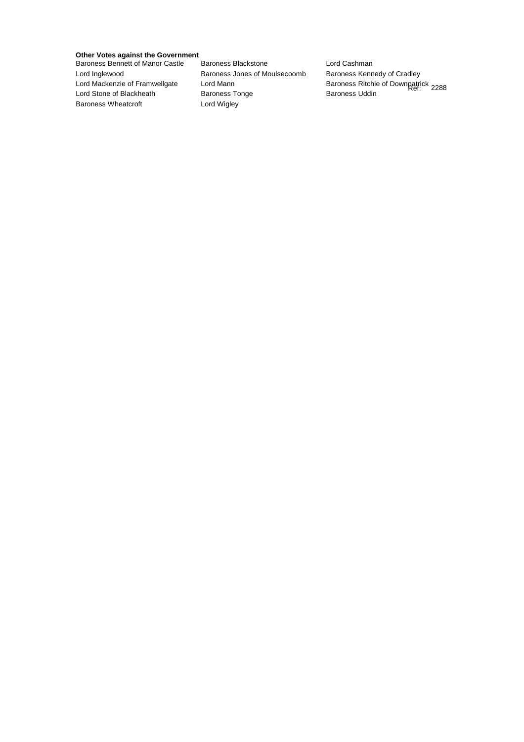**Other Votes against the Government**

| | | |
|---|---|---|
| Baroness Bennett of Manor Castle | Baroness Blackstone | Lord Cashman |
| Lord Inglewood | Baroness Jones of Moulsecoomb | Baroness Kennedy of Cradley |
| Lord Mackenzie of Framwellgate | Lord Mann | Baroness Ritchie of Downpatrick |
| Lord Stone of Blackheath | Baroness Tonge | Baroness Uddin |
| Baroness Wheatcroft | Lord Wigley | |

Ref: 2288